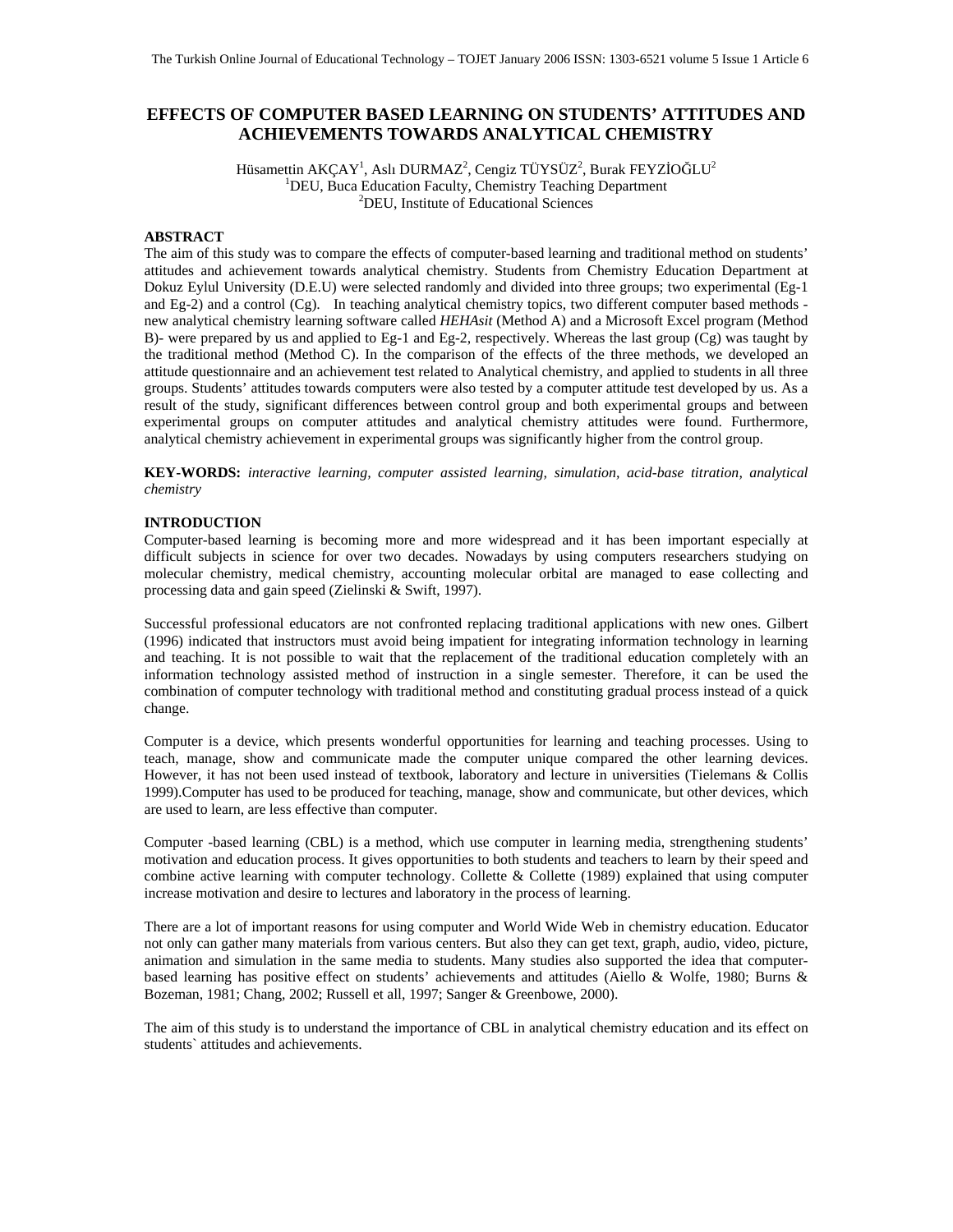# EFFECTS OF COMPUTER BASED LEARNING ON STUDENTS' ATTITUDES AND ACHIEVEMENTS TOWARDS ANALYTICAL CHEMISTRY

Hüsamettin AKÇAY[1], Aslı DURMAZ[2], Cengiz TÜYSÜZ[2], Burak FEYZİOĞLU[2]
[1]DEU, Buca Education Faculty, Chemistry Teaching Department
[2]DEU, Institute of Educational Sciences

## ABSTRACT

The aim of this study was to compare the effects of computer-based learning and traditional method on students' attitudes and achievement towards analytical chemistry. Students from Chemistry Education Department at Dokuz Eylul University (D.E.U) were selected randomly and divided into three groups; two experimental (Eg-1 and Eg-2) and a control (Cg). In teaching analytical chemistry topics, two different computer based methods - new analytical chemistry learning software called *HEHAsit* (Method A) and a Microsoft Excel program (Method B)- were prepared by us and applied to Eg-1 and Eg-2, respectively. Whereas the last group (Cg) was taught by the traditional method (Method C). In the comparison of the effects of the three methods, we developed an attitude questionnaire and an achievement test related to Analytical chemistry, and applied to students in all three groups. Students' attitudes towards computers were also tested by a computer attitude test developed by us. As a result of the study, significant differences between control group and both experimental groups and between experimental groups on computer attitudes and analytical chemistry attitudes were found. Furthermore, analytical chemistry achievement in experimental groups was significantly higher from the control group.

**KEY-WORDS:** *interactive learning, computer assisted learning, simulation, acid-base titration, analytical chemistry*

## INTRODUCTION

Computer-based learning is becoming more and more widespread and it has been important especially at difficult subjects in science for over two decades. Nowadays by using computers researchers studying on molecular chemistry, medical chemistry, accounting molecular orbital are managed to ease collecting and processing data and gain speed (Zielinski & Swift, 1997).

Successful professional educators are not confronted replacing traditional applications with new ones. Gilbert (1996) indicated that instructors must avoid being impatient for integrating information technology in learning and teaching. It is not possible to wait that the replacement of the traditional education completely with an information technology assisted method of instruction in a single semester. Therefore, it can be used the combination of computer technology with traditional method and constituting gradual process instead of a quick change.

Computer is a device, which presents wonderful opportunities for learning and teaching processes. Using to teach, manage, show and communicate made the computer unique compared the other learning devices. However, it has not been used instead of textbook, laboratory and lecture in universities (Tielemans & Collis 1999).Computer has used to be produced for teaching, manage, show and communicate, but other devices, which are used to learn, are less effective than computer.

Computer -based learning (CBL) is a method, which use computer in learning media, strengthening students' motivation and education process. It gives opportunities to both students and teachers to learn by their speed and combine active learning with computer technology. Collette & Collette (1989) explained that using computer increase motivation and desire to lectures and laboratory in the process of learning.

There are a lot of important reasons for using computer and World Wide Web in chemistry education. Educator not only can gather many materials from various centers. But also they can get text, graph, audio, video, picture, animation and simulation in the same media to students. Many studies also supported the idea that computer-based learning has positive effect on students' achievements and attitudes (Aiello & Wolfe, 1980; Burns & Bozeman, 1981; Chang, 2002; Russell et all, 1997; Sanger & Greenbowe, 2000).

The aim of this study is to understand the importance of CBL in analytical chemistry education and its effect on students` attitudes and achievements.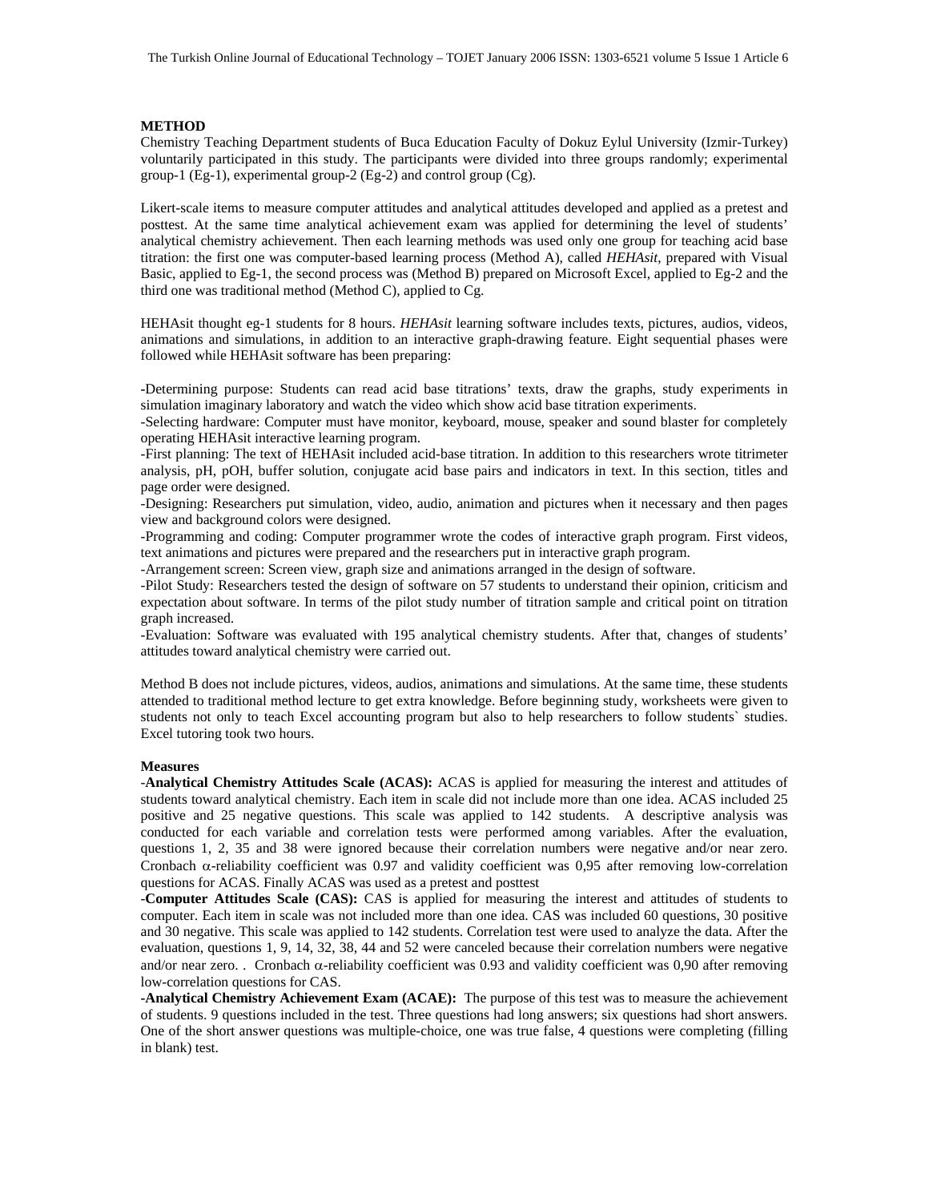**METHOD**

Chemistry Teaching Department students of Buca Education Faculty of Dokuz Eylul University (Izmir-Turkey) voluntarily participated in this study. The participants were divided into three groups randomly; experimental group-1 (Eg-1), experimental group-2 (Eg-2) and control group (Cg).

Likert-scale items to measure computer attitudes and analytical attitudes developed and applied as a pretest and posttest. At the same time analytical achievement exam was applied for determining the level of students' analytical chemistry achievement. Then each learning methods was used only one group for teaching acid base titration: the first one was computer-based learning process (Method A), called *HEHAsit*, prepared with Visual Basic, applied to Eg-1, the second process was (Method B) prepared on Microsoft Excel, applied to Eg-2 and the third one was traditional method (Method C), applied to Cg.

HEHAsit thought eg-1 students for 8 hours. *HEHAsit* learning software includes texts, pictures, audios, videos, animations and simulations, in addition to an interactive graph-drawing feature. Eight sequential phases were followed while HEHAsit software has been preparing:

-Determining purpose: Students can read acid base titrations' texts, draw the graphs, study experiments in simulation imaginary laboratory and watch the video which show acid base titration experiments.
-Selecting hardware: Computer must have monitor, keyboard, mouse, speaker and sound blaster for completely operating HEHAsit interactive learning program.
-First planning: The text of HEHAsit included acid-base titration. In addition to this researchers wrote titrimeter analysis, pH, pOH, buffer solution, conjugate acid base pairs and indicators in text. In this section, titles and page order were designed.
-Designing: Researchers put simulation, video, audio, animation and pictures when it necessary and then pages view and background colors were designed.
-Programming and coding: Computer programmer wrote the codes of interactive graph program. First videos, text animations and pictures were prepared and the researchers put in interactive graph program.
-Arrangement screen: Screen view, graph size and animations arranged in the design of software.
-Pilot Study: Researchers tested the design of software on 57 students to understand their opinion, criticism and expectation about software. In terms of the pilot study number of titration sample and critical point on titration graph increased.
-Evaluation: Software was evaluated with 195 analytical chemistry students. After that, changes of students' attitudes toward analytical chemistry were carried out.

Method B does not include pictures, videos, audios, animations and simulations. At the same time, these students attended to traditional method lecture to get extra knowledge. Before beginning study, worksheets were given to students not only to teach Excel accounting program but also to help researchers to follow students` studies. Excel tutoring took two hours.

**Measures**

-**Analytical Chemistry Attitudes Scale (ACAS):** ACAS is applied for measuring the interest and attitudes of students toward analytical chemistry. Each item in scale did not include more than one idea. ACAS included 25 positive and 25 negative questions. This scale was applied to 142 students. A descriptive analysis was conducted for each variable and correlation tests were performed among variables. After the evaluation, questions 1, 2, 35 and 38 were ignored because their correlation numbers were negative and/or near zero. Cronbach $\alpha$-reliability coefficient was 0.97 and validity coefficient was 0,95 after removing low-correlation questions for ACAS. Finally ACAS was used as a pretest and posttest

-**Computer Attitudes Scale (CAS):** CAS is applied for measuring the interest and attitudes of students to computer. Each item in scale was not included more than one idea. CAS was included 60 questions, 30 positive and 30 negative. This scale was applied to 142 students. Correlation test were used to analyze the data. After the evaluation, questions 1, 9, 14, 32, 38, 44 and 52 were canceled because their correlation numbers were negative and/or near zero. . Cronbach $\alpha$-reliability coefficient was 0.93 and validity coefficient was 0,90 after removing low-correlation questions for CAS.

-**Analytical Chemistry Achievement Exam (ACAE):** The purpose of this test was to measure the achievement of students. 9 questions included in the test. Three questions had long answers; six questions had short answers. One of the short answer questions was multiple-choice, one was true false, 4 questions were completing (filling in blank) test.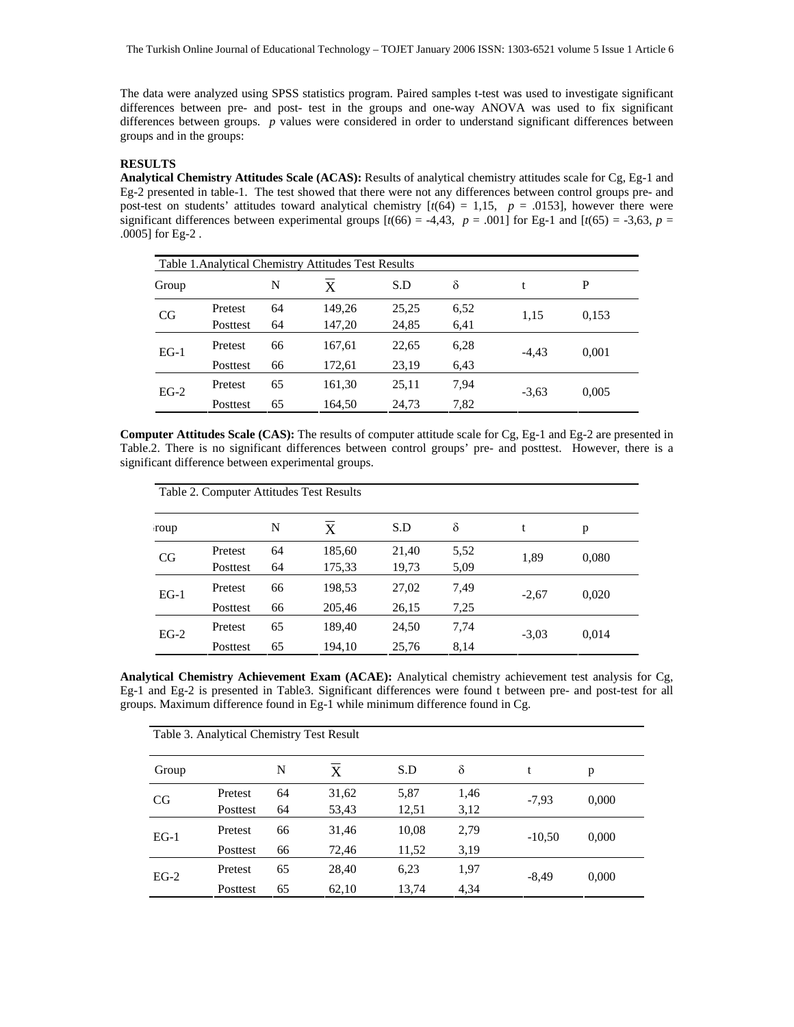The data were analyzed using SPSS statistics program. Paired samples t-test was used to investigate significant differences between pre- and post- test in the groups and one-way ANOVA was used to fix significant differences between groups. *p* values were considered in order to understand significant differences between groups and in the groups:

**RESULTS**

**Analytical Chemistry Attitudes Scale (ACAS):** Results of analytical chemistry attitudes scale for Cg, Eg-1 and Eg-2 presented in table-1. The test showed that there were not any differences between control groups pre- and post-test on students' attitudes toward analytical chemistry [$t(64) = 1,15$, $p = .0153$], however there were significant differences between experimental groups [$t(66) = -4,43$, $p = .001$] for Eg-1 and [$t(65) = -3,63$, $p = .0005$] for Eg-2 .

Table 1.Analytical Chemistry Attitudes Test Results

| Group | | N | $\overline{X}$ | S.D | $\delta$ | t | P |
|---|---|---|---|---|---|---|---|
| CG | Pretest | 64 | 149,26 | 25,25 | 6,52 | 1,15 | 0,153 |
| | Posttest | 64 | 147,20 | 24,85 | 6,41 | | |
| EG-1 | Pretest | 66 | 167,61 | 22,65 | 6,28 | -4,43 | 0,001 |
| | Posttest | 66 | 172,61 | 23,19 | 6,43 | | |
| EG-2 | Pretest | 65 | 161,30 | 25,11 | 7,94 | -3,63 | 0,005 |
| | Posttest | 65 | 164,50 | 24,73 | 7,82 | | |

**Computer Attitudes Scale (CAS):** The results of computer attitude scale for Cg, Eg-1 and Eg-2 are presented in Table.2. There is no significant differences between control groups' pre- and posttest. However, there is a significant difference between experimental groups.

Table 2. Computer Attitudes Test Results

| Group | | N | $\overline{X}$ | S.D | $\delta$ | t | p |
|---|---|---|---|---|---|---|---|
| CG | Pretest | 64 | 185,60 | 21,40 | 5,52 | 1,89 | 0,080 |
| | Posttest | 64 | 175,33 | 19,73 | 5,09 | | |
| EG-1 | Pretest | 66 | 198,53 | 27,02 | 7,49 | -2,67 | 0,020 |
| | Posttest | 66 | 205,46 | 26,15 | 7,25 | | |
| EG-2 | Pretest | 65 | 189,40 | 24,50 | 7,74 | -3,03 | 0,014 |
| | Posttest | 65 | 194,10 | 25,76 | 8,14 | | |

**Analytical Chemistry Achievement Exam (ACAE):** Analytical chemistry achievement test analysis for Cg, Eg-1 and Eg-2 is presented in Table3. Significant differences were found t between pre- and post-test for all groups. Maximum difference found in Eg-1 while minimum difference found in Cg.

Table 3. Analytical Chemistry Test Result

| Group | | N | $\overline{X}$ | S.D | $\delta$ | t | p |
|---|---|---|---|---|---|---|---|
| CG | Pretest | 64 | 31,62 | 5,87 | 1,46 | -7,93 | 0,000 |
| | Posttest | 64 | 53,43 | 12,51 | 3,12 | | |
| EG-1 | Pretest | 66 | 31,46 | 10,08 | 2,79 | -10,50 | 0,000 |
| | Posttest | 66 | 72,46 | 11,52 | 3,19 | | |
| EG-2 | Pretest | 65 | 28,40 | 6,23 | 1,97 | -8,49 | 0,000 |
| | Posttest | 65 | 62,10 | 13,74 | 4,34 | | |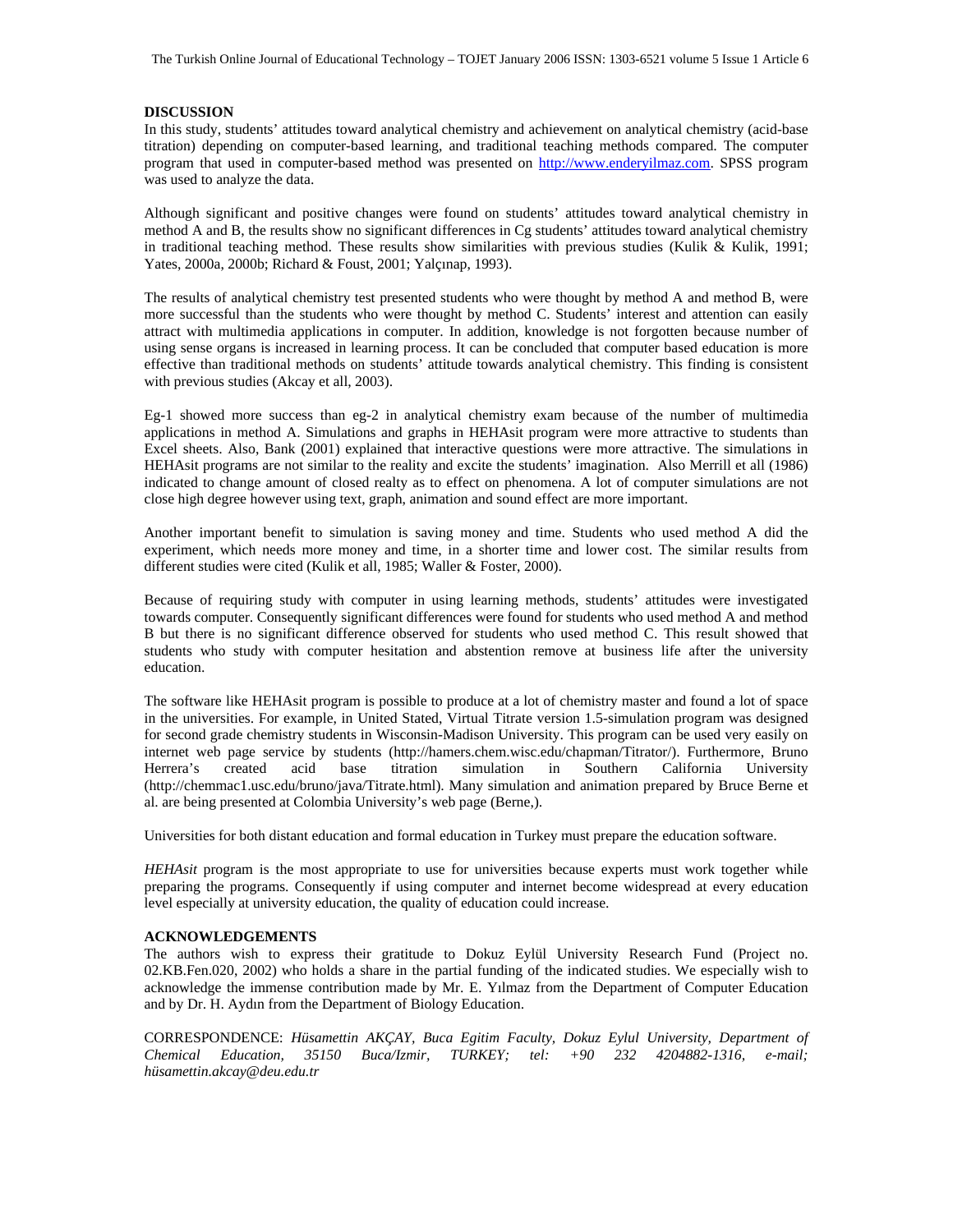### DISCUSSION

In this study, students' attitudes toward analytical chemistry and achievement on analytical chemistry (acid-base titration) depending on computer-based learning, and traditional teaching methods compared. The computer program that used in computer-based method was presented on http://www.enderyilmaz.com. SPSS program was used to analyze the data.

Although significant and positive changes were found on students' attitudes toward analytical chemistry in method A and B, the results show no significant differences in Cg students' attitudes toward analytical chemistry in traditional teaching method. These results show similarities with previous studies (Kulik & Kulik, 1991; Yates, 2000a, 2000b; Richard & Foust, 2001; Yalçınap, 1993).

The results of analytical chemistry test presented students who were thought by method A and method B, were more successful than the students who were thought by method C. Students' interest and attention can easily attract with multimedia applications in computer. In addition, knowledge is not forgotten because number of using sense organs is increased in learning process. It can be concluded that computer based education is more effective than traditional methods on students' attitude towards analytical chemistry. This finding is consistent with previous studies (Akcay et all, 2003).

Eg-1 showed more success than eg-2 in analytical chemistry exam because of the number of multimedia applications in method A. Simulations and graphs in HEHAsit program were more attractive to students than Excel sheets. Also, Bank (2001) explained that interactive questions were more attractive. The simulations in HEHAsit programs are not similar to the reality and excite the students' imagination. Also Merrill et all (1986) indicated to change amount of closed realty as to effect on phenomena. A lot of computer simulations are not close high degree however using text, graph, animation and sound effect are more important.

Another important benefit to simulation is saving money and time. Students who used method A did the experiment, which needs more money and time, in a shorter time and lower cost. The similar results from different studies were cited (Kulik et all, 1985; Waller & Foster, 2000).

Because of requiring study with computer in using learning methods, students' attitudes were investigated towards computer. Consequently significant differences were found for students who used method A and method B but there is no significant difference observed for students who used method C. This result showed that students who study with computer hesitation and abstention remove at business life after the university education.

The software like HEHAsit program is possible to produce at a lot of chemistry master and found a lot of space in the universities. For example, in United Stated, Virtual Titrate version 1.5-simulation program was designed for second grade chemistry students in Wisconsin-Madison University. This program can be used very easily on internet web page service by students (http://hamers.chem.wisc.edu/chapman/Titrator/). Furthermore, Bruno Herrera's created acid base titration simulation in Southern California University (http://chemmac1.usc.edu/bruno/java/Titrate.html). Many simulation and animation prepared by Bruce Berne et al. are being presented at Colombia University's web page (Berne,).

Universities for both distant education and formal education in Turkey must prepare the education software.

*HEHAsit* program is the most appropriate to use for universities because experts must work together while preparing the programs. Consequently if using computer and internet become widespread at every education level especially at university education, the quality of education could increase.

### ACKNOWLEDGEMENTS

The authors wish to express their gratitude to Dokuz Eylül University Research Fund (Project no. 02.KB.Fen.020, 2002) who holds a share in the partial funding of the indicated studies. We especially wish to acknowledge the immense contribution made by Mr. E. Yılmaz from the Department of Computer Education and by Dr. H. Aydın from the Department of Biology Education.

CORRESPONDENCE: *Hüsamettin AKÇAY, Buca Egitim Faculty, Dokuz Eylul University, Department of Chemical Education, 35150 Buca/Izmir, TURKEY; tel: +90 232 4204882-1316, e-mail; hüsamettin.akcay@deu.edu.tr*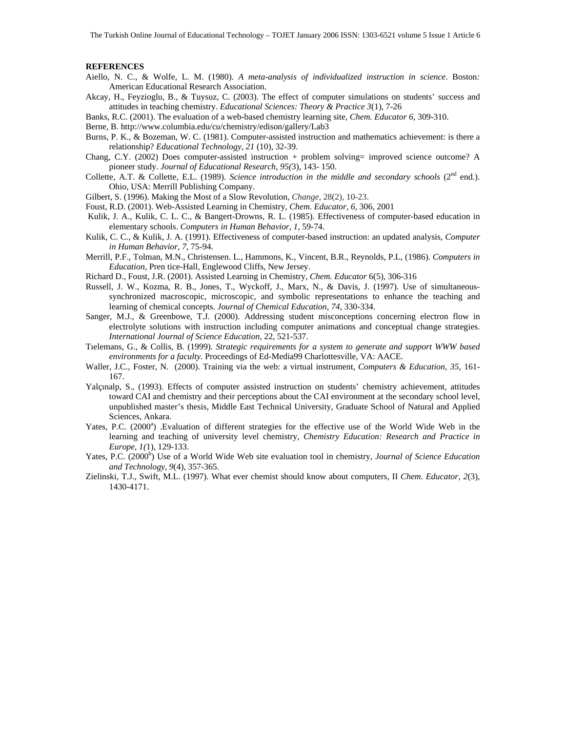**REFERENCES**

Aiello, N. C., & Wolfe, L. M. (1980). *A meta-analysis of individualized instruction in science*. Boston*:* American Educational Research Association.

Akcay, H., Feyzioglu, B., & Tuysuz, C. (2003). The effect of computer simulations on students' success and attitudes in teaching chemistry. *Educational Sciences: Theory & Practice 3*(1), 7-26

Banks, R.C. (2001). The evaluation of a web-based chemistry learning site, *Chem. Educator 6*, 309-310.

Berne, B. http://www.columbia.edu/cu/chemistry/edison/gallery/Lab3

Burns, P. K., & Bozeman, W. C. (1981). Computer-assisted instruction and mathematics achievement: is there a relationship? *Educational Technology, 21* (10), 32-39.

Chang, C.Y. (2002) Does computer-assisted instruction + problem solving= improved science outcome? A pioneer study. *Journal of Educational Research*, *95(*3), 143- 150.

Collette, A.T. & Collette, E.L. (1989). *Science introduction in the middle and secondary schools* (2nd end.). Ohio, USA: Merrill Publishing Company.

Gilbert, S. (1996). Making the Most of a Slow Revolution, *Change*, 28(2), 10-23.

Foust, R.D. (2001). Web-Assisted Learning in Chemistry, *Chem. Educator*, *6*, 306, 2001

Kulik, J. A., Kulik, C. L. C., & Bangert-Drowns, R. L. (1985). Effectiveness of computer-based education in elementary schools. *Computers in Human Behavior*, *1*, 59-74.

Kulik, C. C., & Kulik, J. A. (1991). Effectiveness of computer-based instruction: an updated analysis, *Computer in Human Behavior*, *7*, 75-94.

Merrill, P.F., Tolman, M.N., Christensen. L., Hammons, K., Vincent, B.R., Reynolds, P.L, (1986). *Computers in Education*, Pren tice-Hall, Englewood Cliffs, New Jersey.

Richard D., Foust, J.R. (2001). Assisted Learning in Chemistry, *Chem. Educator* 6(5), 306-316

Russell, J. W., Kozma, R. B., Jones, T., Wyckoff, J., Marx, N., & Davis, J. (1997). Use of simultaneous-synchronized macroscopic, microscopic, and symbolic representations to enhance the teaching and learning of chemical concepts. *Journal of Chemical Education*, *74*, 330-334.

Sanger, M.J., & Greenbowe, T.J. (2000). Addressing student misconceptions concerning electron flow in electrolyte solutions with instruction including computer animations and conceptual change strategies. *International Journal of Science Education*, 22, 521-537.

Tıelemans, G., & Collis, B. (1999). *Strategic requirements for a system to generate and support WWW based environments for a faculty*. Proceedings of Ed-Media99 Charlottesville, VA: AACE.

Waller, J.C., Foster, N. (2000). Training via the web: a virtual instrument, *Computers & Education*, *35*, 161-167.

Yalçınalp, S., (1993). Effects of computer assisted instruction on students' chemistry achievement, attitudes toward CAI and chemistry and their perceptions about the CAI environment at the secondary school level, unpublished master's thesis, Middle East Technical University, Graduate School of Natural and Applied Sciences, Ankara.

Yates, P.C. (2000[a]) .Evaluation of different strategies for the effective use of the World Wide Web in the learning and teaching of university level chemistry, *Chemistry Education: Research and Practice in Europe*, *1(*1), 129-133.

Yates, P.C. (2000[b]) Use of a World Wide Web site evaluation tool in chemistry, *Journal of Science Education and Technology*, *9*(4), 357-365.

Zielinski, T.J., Swift, M.L. (1997). What ever chemist should know about computers, II *Chem. Educator*, *2*(3), 1430-4171.